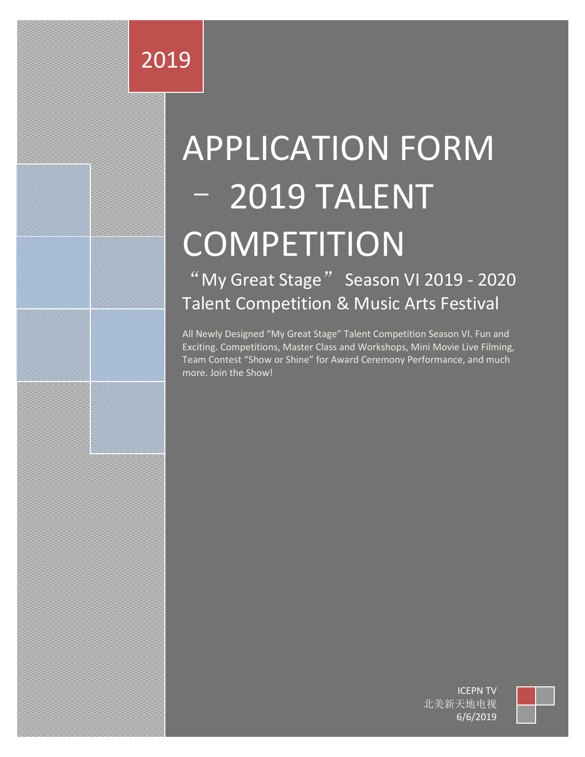2019

# APPLICATION FORM – 2019 TALENT COMPETITION

## “My Great Stage” Season VI 2019 - 2020 Talent Competition & Music Arts Festival

All Newly Designed “My Great Stage” Talent Competition Season VI. Fun and Exciting. Competitions, Master Class and Workshops, Mini Movie Live Filming, Team Contest “Show or Shine” for Award Ceremony Performance, and much more. Join the Show!

ICEPN TV
北美新天地电视
6/6/2019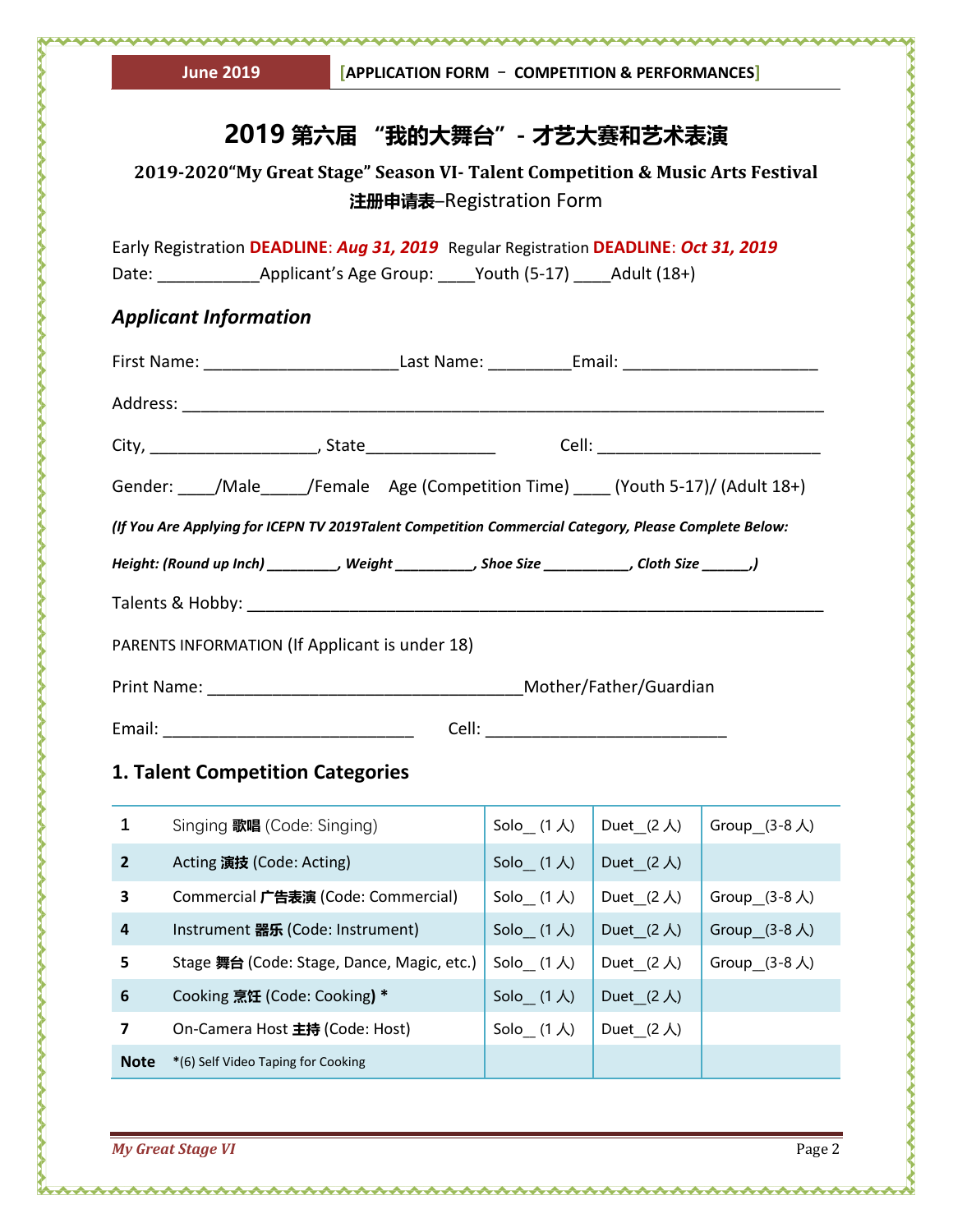# 2019 第六届 "我的大舞台" - 才艺大赛和艺术表演

## 2019-2020"My Great Stage" Season VI- Talent Competition & Music Arts Festival

**注册申请表**–Registration Form

Early Registration **DEADLINE**: ***Aug 31, 2019*** Regular Registration **DEADLINE**: ***Oct 31, 2019***

Date: ___________Applicant's Age Group: ____Youth (5-17) ____Adult (18+)

### *Applicant Information*

First Name: _____________________Last Name: _________Email: _____________________

Address: ______________________________________________________________________

City, __________________, State______________ Cell: ________________________

Gender: ____/Male_____/Female Age (Competition Time) ____ (Youth 5-17)/ (Adult 18+)

***(If You Are Applying for ICEPN TV 2019Talent Competition Commercial Category, Please Complete Below:***

***Height: (Round up Inch) _________, Weight __________, Shoe Size ___________, Cloth Size ______,)***

Talents & Hobby: ___________________________________________________________

PARENTS INFORMATION (If Applicant is under 18)

Print Name: ___________________________________Mother/Father/Guardian

Email: ____________________________ Cell: ___________________________

### 1. Talent Competition Categories

| | | | | |
|---|---|---|---|---|
| 1 | Singing **歌唱** (Code: Singing) | Solo_ (1 人) | Duet_(2 人) | Group_(3-8 人) |
| 2 | Acting **演技** (Code: Acting) | Solo_ (1 人) | Duet_(2 人) | |
| 3 | Commercial **广告表演** (Code: Commercial) | Solo_ (1 人) | Duet_(2 人) | Group_(3-8 人) |
| 4 | Instrument **器乐** (Code: Instrument) | Solo_ (1 人) | Duet_(2 人) | Group_(3-8 人) |
| 5 | Stage **舞台** (Code: Stage, Dance, Magic, etc.) | Solo_ (1 人) | Duet_(2 人) | Group_(3-8 人) |
| 6 | Cooking **烹饪** (Code: Cooking) * | Solo_ (1 人) | Duet_(2 人) | |
| 7 | On-Camera Host **主持** (Code: Host) | Solo_ (1 人) | Duet_(2 人) | |
| **Note** | *(6) Self Video Taping for Cooking | | | |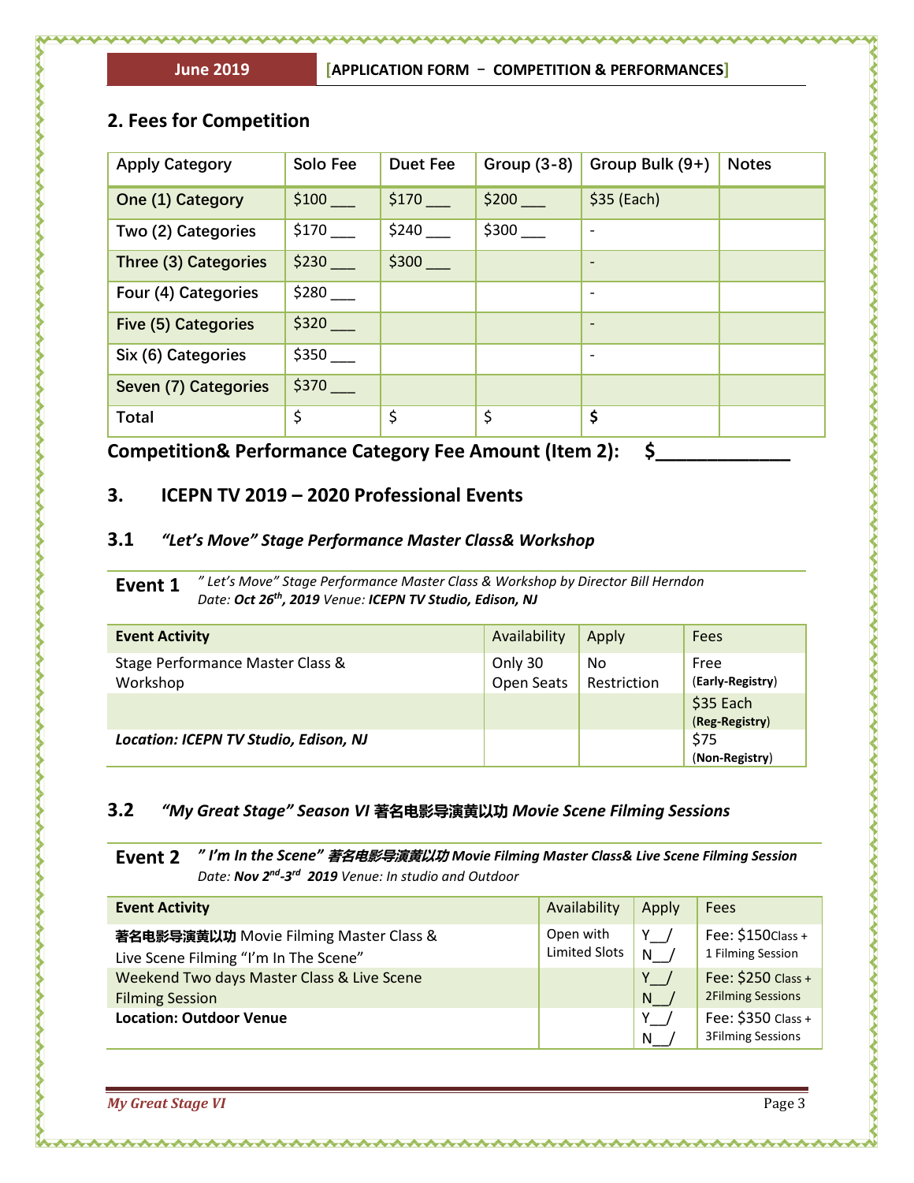## 2. Fees for Competition

| Apply Category | Solo Fee | Duet Fee | Group (3-8) | Group Bulk (9+) | Notes |
|---|---|---|---|---|---|
| One (1) Category | $100 ___ | $170 ___ | $200 ___ | $35 (Each) | |
| Two (2) Categories | $170 ___ | $240 ___ | $300 ___ | - | |
| Three (3) Categories | $230 ___ | $300 ___ | | - | |
| Four (4) Categories | $280 ___ | | | - | |
| Five (5) Categories | $320 ___ | | | - | |
| Six (6) Categories | $350 ___ | | | - | |
| Seven (7) Categories | $370 ___ | | | | |
| Total | $ | $ | $ | **$** | |

**Competition& Performance Category Fee Amount (Item 2): $____________**

## 3. ICEPN TV 2019 – 2020 Professional Events

### 3.1 *"Let's Move" Stage Performance Master Class& Workshop*

**Event 1** *" Let's Move" Stage Performance Master Class & Workshop by Director Bill Herndon*
*Date: **Oct 26th, 2019** Venue: **ICEPN TV Studio, Edison, NJ***

| Event Activity | Availability | Apply | Fees |
|---|---|---|---|
| Stage Performance Master Class & Workshop | Only 30 Open Seats | No Restriction | Free (**Early-Registry**) |
| | | | $35 Each (**Reg-Registry**) |
| ***Location: ICEPN TV Studio, Edison, NJ*** | | | $75 (**Non-Registry**) |

### 3.2 *"My Great Stage" Season VI 著名电影导演黄以功 Movie Scene Filming Sessions*

**Event 2** ***" I'm In the Scene" 著名电影导演黄以功 Movie Filming Master Class& Live Scene Filming Session***
*Date: **Nov 2nd-3rd 2019** Venue: In studio and Outdoor*

| Event Activity | Availability | Apply | Fees |
|---|---|---|---|
| **著名电影导演黄以功** Movie Filming Master Class & Live Scene Filming "I'm In The Scene" | Open with Limited Slots | Y__/ N__/ | Fee: $150 Class + 1 Filming Session |
| Weekend Two days Master Class & Live Scene Filming Session | | Y__/ N__/ | Fee: $250 Class + 2Filming Sessions |
| **Location: Outdoor Venue** | | Y__/ N__/ | Fee: $350 Class + 3Filming Sessions |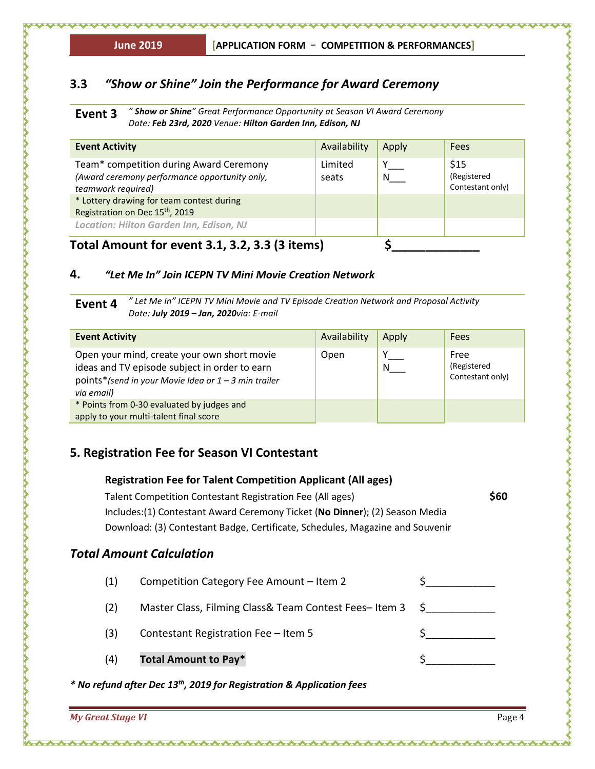## 3.3 *"Show or Shine" Join the Performance for Award Ceremony*

**Event 3** *" **Show or Shine**" Great Performance Opportunity at Season VI Award Ceremony*
*Date: **Feb 23rd, 2020** Venue: **Hilton Garden Inn, Edison, NJ***

| **Event Activity** | Availability | Apply | Fees |
|---|---|---|---|
| Team* competition during Award Ceremony *(Award ceremony performance opportunity only, teamwork required)* | Limited seats | Y___ N___ | $15 (Registered Contestant only) |
| * Lottery drawing for team contest during Registration on Dec 15th, 2019 | | | |
| *Location: Hilton Garden Inn, Edison, NJ* | | | |

**Total Amount for event 3.1, 3.2, 3.3 (3 items)** **$____________**

## 4. *"Let Me In" Join ICEPN TV Mini Movie Creation Network*

**Event 4** *" Let Me In" ICEPN TV Mini Movie and TV Episode Creation Network and Proposal Activity*
*Date: **July 2019 – Jan, 2020**via: E-mail*

| **Event Activity** | Availability | Apply | Fees |
|---|---|---|---|
| Open your mind, create your own short movie ideas and TV episode subject in order to earn points**(send in your Movie Idea or 1 – 3 min trailer via email)* | Open | Y___ N___ | Free (Registered Contestant only) |
| * Points from 0-30 evaluated by judges and apply to your multi-talent final score | | | |

## 5. Registration Fee for Season VI Contestant

**Registration Fee for Talent Competition Applicant (All ages)**

Talent Competition Contestant Registration Fee (All ages) **$60**

Includes:(1) Contestant Award Ceremony Ticket (**No Dinner**); (2) Season Media Download: (3) Contestant Badge, Certificate, Schedules, Magazine and Souvenir

## *Total Amount Calculation*

(1) Competition Category Fee Amount – Item 2 $___________

(2) Master Class, Filming Class& Team Contest Fees– Item 3 $___________

(3) Contestant Registration Fee – Item 5 $___________

(4) **Total Amount to Pay*** $___________

***\* No refund after Dec 13th, 2019 for Registration & Application fees***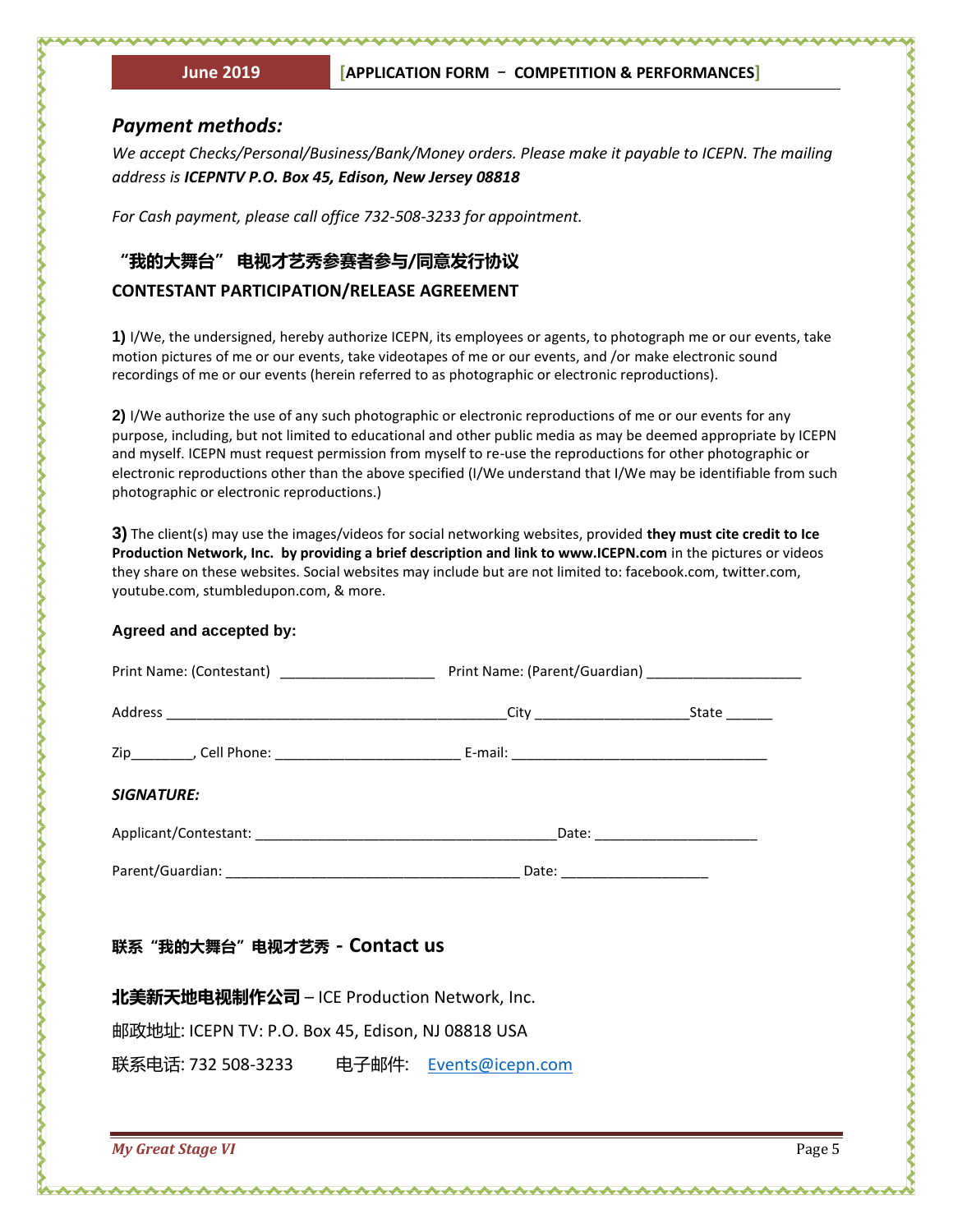## *Payment methods:*

*We accept Checks/Personal/Business/Bank/Money orders. Please make it payable to ICEPN. The mailing address is **ICEPNTV P.O. Box 45, Edison, New Jersey 08818***

*For Cash payment, please call office 732-508-3233 for appointment.*

### "我的大舞台" 电视才艺秀参赛者参与/同意发行协议

### CONTESTANT PARTICIPATION/RELEASE AGREEMENT

**1)** I/We, the undersigned, hereby authorize ICEPN, its employees or agents, to photograph me or our events, take motion pictures of me or our events, take videotapes of me or our events, and /or make electronic sound recordings of me or our events (herein referred to as photographic or electronic reproductions).

**2)** I/We authorize the use of any such photographic or electronic reproductions of me or our events for any purpose, including, but not limited to educational and other public media as may be deemed appropriate by ICEPN and myself. ICEPN must request permission from myself to re-use the reproductions for other photographic or electronic reproductions other than the above specified (I/We understand that I/We may be identifiable from such photographic or electronic reproductions.)

**3)** The client(s) may use the images/videos for social networking websites, provided **they must cite credit to Ice Production Network, Inc. by providing a brief description and link to www.ICEPN.com** in the pictures or videos they share on these websites. Social websites may include but are not limited to: facebook.com, twitter.com, youtube.com, stumbledupon.com, & more.

**Agreed and accepted by:**

Print Name: (Contestant) ____________________ Print Name: (Parent/Guardian) ____________________

Address ____________________________________________City ____________________State ______

Zip________, Cell Phone: ________________________ E-mail: __________________________________

***SIGNATURE:***

Applicant/Contestant: _______________________________________Date: _____________________

Parent/Guardian: ______________________________________ Date: ___________________

### 联系"我的大舞台"电视才艺秀 - Contact us

**北美新天地电视制作公司** – ICE Production Network, Inc.

邮政地址: ICEPN TV: P.O. Box 45, Edison, NJ 08818 USA

联系电话: 732 508-3233 电子邮件: Events@icepn.com